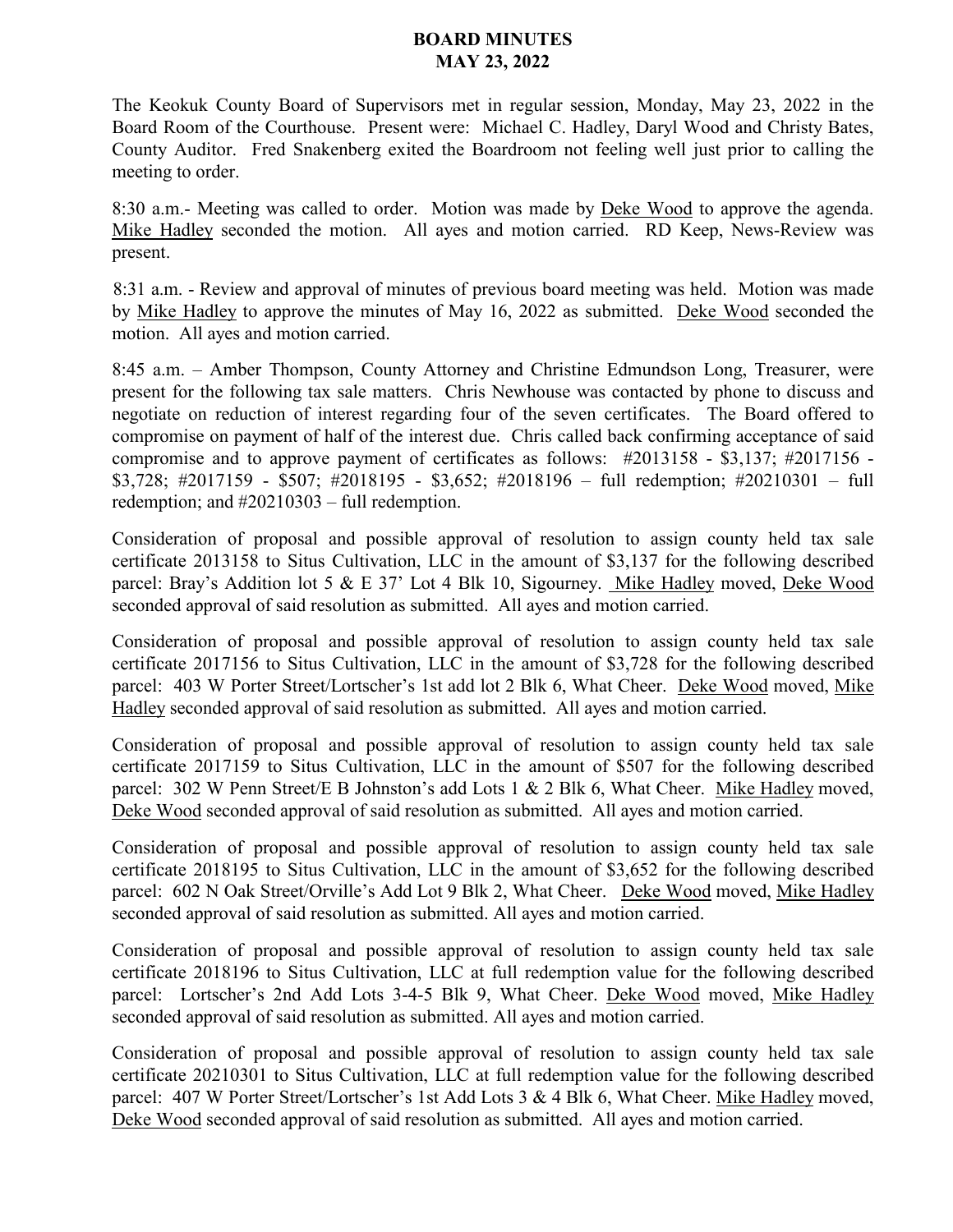# BOARD MINUTES
## MAY 23, 2022

The Keokuk County Board of Supervisors met in regular session, Monday, May 23, 2022 in the Board Room of the Courthouse. Present were: Michael C. Hadley, Daryl Wood and Christy Bates, County Auditor. Fred Snakenberg exited the Boardroom not feeling well just prior to calling the meeting to order.

8:30 a.m.- Meeting was called to order. Motion was made by Deke Wood to approve the agenda. Mike Hadley seconded the motion. All ayes and motion carried. RD Keep, News-Review was present.

8:31 a.m. - Review and approval of minutes of previous board meeting was held. Motion was made by Mike Hadley to approve the minutes of May 16, 2022 as submitted. Deke Wood seconded the motion. All ayes and motion carried.

8:45 a.m. – Amber Thompson, County Attorney and Christine Edmundson Long, Treasurer, were present for the following tax sale matters. Chris Newhouse was contacted by phone to discuss and negotiate on reduction of interest regarding four of the seven certificates. The Board offered to compromise on payment of half of the interest due. Chris called back confirming acceptance of said compromise and to approve payment of certificates as follows: #2013158 - $3,137; #2017156 - $3,728; #2017159 - $507; #2018195 - $3,652; #2018196 – full redemption; #20210301 – full redemption; and #20210303 – full redemption.

Consideration of proposal and possible approval of resolution to assign county held tax sale certificate 2013158 to Situs Cultivation, LLC in the amount of $3,137 for the following described parcel: Bray's Addition lot 5 & E 37' Lot 4 Blk 10, Sigourney. Mike Hadley moved, Deke Wood seconded approval of said resolution as submitted. All ayes and motion carried.

Consideration of proposal and possible approval of resolution to assign county held tax sale certificate 2017156 to Situs Cultivation, LLC in the amount of $3,728 for the following described parcel: 403 W Porter Street/Lortscher's 1st add lot 2 Blk 6, What Cheer. Deke Wood moved, Mike Hadley seconded approval of said resolution as submitted. All ayes and motion carried.

Consideration of proposal and possible approval of resolution to assign county held tax sale certificate 2017159 to Situs Cultivation, LLC in the amount of $507 for the following described parcel: 302 W Penn Street/E B Johnston's add Lots 1 & 2 Blk 6, What Cheer. Mike Hadley moved, Deke Wood seconded approval of said resolution as submitted. All ayes and motion carried.

Consideration of proposal and possible approval of resolution to assign county held tax sale certificate 2018195 to Situs Cultivation, LLC in the amount of $3,652 for the following described parcel: 602 N Oak Street/Orville's Add Lot 9 Blk 2, What Cheer. Deke Wood moved, Mike Hadley seconded approval of said resolution as submitted. All ayes and motion carried.

Consideration of proposal and possible approval of resolution to assign county held tax sale certificate 2018196 to Situs Cultivation, LLC at full redemption value for the following described parcel: Lortscher's 2nd Add Lots 3-4-5 Blk 9, What Cheer. Deke Wood moved, Mike Hadley seconded approval of said resolution as submitted. All ayes and motion carried.

Consideration of proposal and possible approval of resolution to assign county held tax sale certificate 20210301 to Situs Cultivation, LLC at full redemption value for the following described parcel: 407 W Porter Street/Lortscher's 1st Add Lots 3 & 4 Blk 6, What Cheer. Mike Hadley moved, Deke Wood seconded approval of said resolution as submitted. All ayes and motion carried.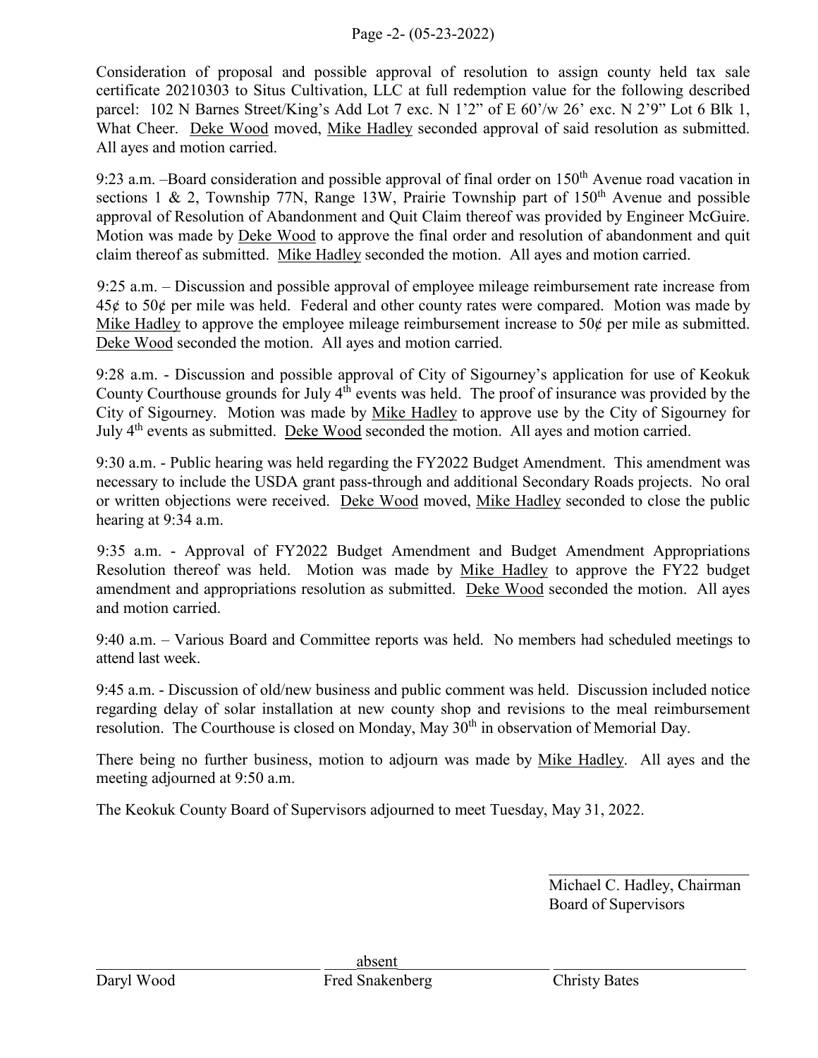Consideration of proposal and possible approval of resolution to assign county held tax sale certificate 20210303 to Situs Cultivation, LLC at full redemption value for the following described parcel: 102 N Barnes Street/King's Add Lot 7 exc. N 1'2" of E 60'/w 26' exc. N 2'9" Lot 6 Blk 1, What Cheer. Deke Wood moved, Mike Hadley seconded approval of said resolution as submitted. All ayes and motion carried.

9:23 a.m. –Board consideration and possible approval of final order on 150th Avenue road vacation in sections 1 & 2, Township 77N, Range 13W, Prairie Township part of 150th Avenue and possible approval of Resolution of Abandonment and Quit Claim thereof was provided by Engineer McGuire. Motion was made by Deke Wood to approve the final order and resolution of abandonment and quit claim thereof as submitted. Mike Hadley seconded the motion. All ayes and motion carried.

9:25 a.m. – Discussion and possible approval of employee mileage reimbursement rate increase from 45¢ to 50¢ per mile was held. Federal and other county rates were compared. Motion was made by Mike Hadley to approve the employee mileage reimbursement increase to 50¢ per mile as submitted. Deke Wood seconded the motion. All ayes and motion carried.

9:28 a.m. - Discussion and possible approval of City of Sigourney's application for use of Keokuk County Courthouse grounds for July 4th events was held. The proof of insurance was provided by the City of Sigourney. Motion was made by Mike Hadley to approve use by the City of Sigourney for July 4th events as submitted. Deke Wood seconded the motion. All ayes and motion carried.

9:30 a.m. - Public hearing was held regarding the FY2022 Budget Amendment. This amendment was necessary to include the USDA grant pass-through and additional Secondary Roads projects. No oral or written objections were received. Deke Wood moved, Mike Hadley seconded to close the public hearing at 9:34 a.m.

9:35 a.m. - Approval of FY2022 Budget Amendment and Budget Amendment Appropriations Resolution thereof was held. Motion was made by Mike Hadley to approve the FY22 budget amendment and appropriations resolution as submitted. Deke Wood seconded the motion. All ayes and motion carried.

9:40 a.m. – Various Board and Committee reports was held. No members had scheduled meetings to attend last week.

9:45 a.m. - Discussion of old/new business and public comment was held. Discussion included notice regarding delay of solar installation at new county shop and revisions to the meal reimbursement resolution. The Courthouse is closed on Monday, May 30th in observation of Memorial Day.

There being no further business, motion to adjourn was made by Mike Hadley. All ayes and the meeting adjourned at 9:50 a.m.

The Keokuk County Board of Supervisors adjourned to meet Tuesday, May 31, 2022.

\_\_\_\_\_\_\_\_\_\_\_\_\_\_\_\_\_\_\_\_\_\_\_\_\_\_
Michael C. Hadley, Chairman
Board of Supervisors

| | | |
|---|---|---|
| \_\_\_\_\_\_\_\_\_\_\_\_\_\_\_\_ | absent | \_\_\_\_\_\_\_\_\_\_\_\_\_\_\_\_ |
| Daryl Wood | Fred Snakenberg | Christy Bates |